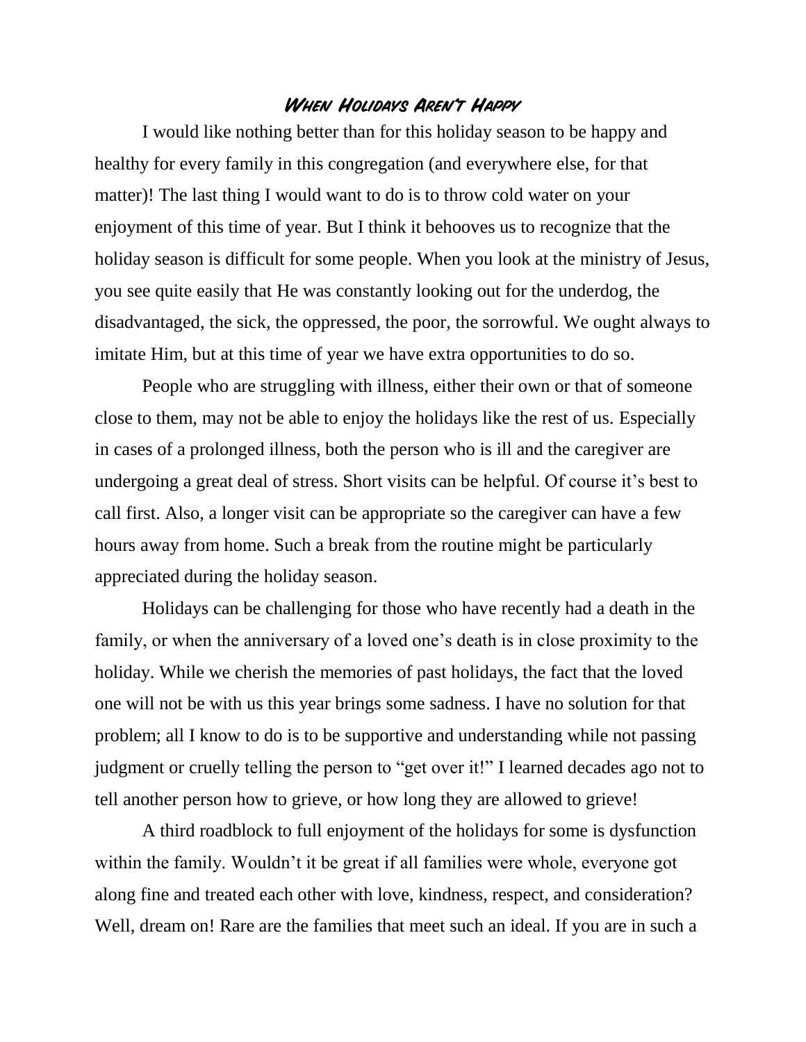# When Holidays Aren't Happy

I would like nothing better than for this holiday season to be happy and healthy for every family in this congregation (and everywhere else, for that matter)! The last thing I would want to do is to throw cold water on your enjoyment of this time of year. But I think it behooves us to recognize that the holiday season is difficult for some people. When you look at the ministry of Jesus, you see quite easily that He was constantly looking out for the underdog, the disadvantaged, the sick, the oppressed, the poor, the sorrowful. We ought always to imitate Him, but at this time of year we have extra opportunities to do so.

People who are struggling with illness, either their own or that of someone close to them, may not be able to enjoy the holidays like the rest of us. Especially in cases of a prolonged illness, both the person who is ill and the caregiver are undergoing a great deal of stress. Short visits can be helpful. Of course it's best to call first. Also, a longer visit can be appropriate so the caregiver can have a few hours away from home. Such a break from the routine might be particularly appreciated during the holiday season.

Holidays can be challenging for those who have recently had a death in the family, or when the anniversary of a loved one's death is in close proximity to the holiday. While we cherish the memories of past holidays, the fact that the loved one will not be with us this year brings some sadness. I have no solution for that problem; all I know to do is to be supportive and understanding while not passing judgment or cruelly telling the person to "get over it!" I learned decades ago not to tell another person how to grieve, or how long they are allowed to grieve!

A third roadblock to full enjoyment of the holidays for some is dysfunction within the family. Wouldn't it be great if all families were whole, everyone got along fine and treated each other with love, kindness, respect, and consideration? Well, dream on! Rare are the families that meet such an ideal. If you are in such a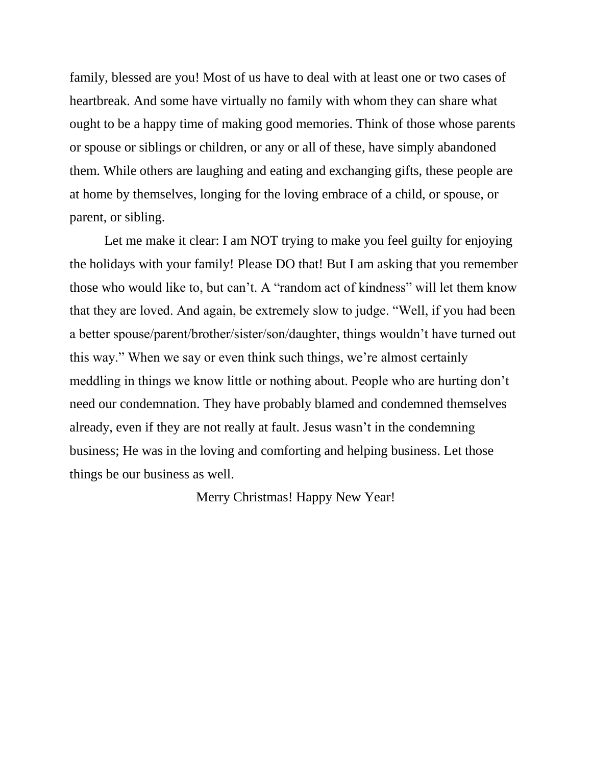family, blessed are you! Most of us have to deal with at least one or two cases of heartbreak. And some have virtually no family with whom they can share what ought to be a happy time of making good memories. Think of those whose parents or spouse or siblings or children, or any or all of these, have simply abandoned them. While others are laughing and eating and exchanging gifts, these people are at home by themselves, longing for the loving embrace of a child, or spouse, or parent, or sibling.

Let me make it clear: I am NOT trying to make you feel guilty for enjoying the holidays with your family! Please DO that! But I am asking that you remember those who would like to, but can't. A "random act of kindness" will let them know that they are loved. And again, be extremely slow to judge. "Well, if you had been a better spouse/parent/brother/sister/son/daughter, things wouldn't have turned out this way." When we say or even think such things, we're almost certainly meddling in things we know little or nothing about. People who are hurting don't need our condemnation. They have probably blamed and condemned themselves already, even if they are not really at fault. Jesus wasn't in the condemning business; He was in the loving and comforting and helping business. Let those things be our business as well.

Merry Christmas! Happy New Year!